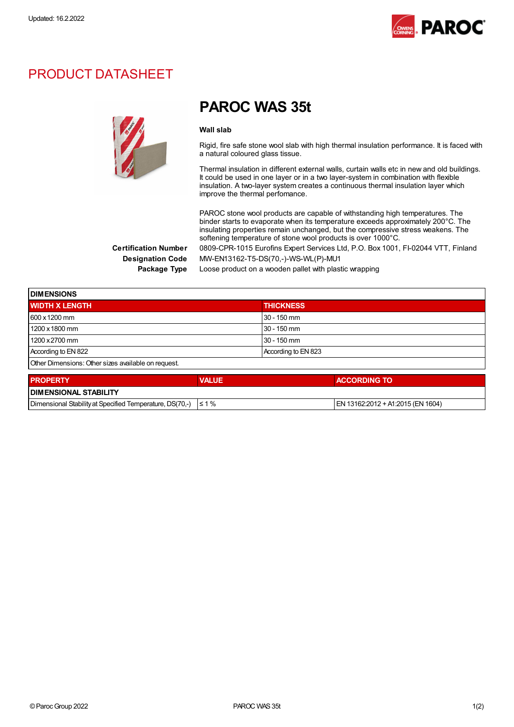Updated: 16.2.2022

# PRODUCT DATASHEET

## PAROC WAS 35t

**Wall slab**

Rigid, fire safe stone wool slab with high thermal insulation performance. It is faced with a natural coloured glass tissue.

Thermal insulation in different external walls, curtain walls etc in new and old buildings. It could be used in one layer or in a two layer-system in combination with flexible insulation. A two-layer system creates a continuous thermal insulation layer which improve the thermal perfomance.

PAROC stone wool products are capable of withstanding high temperatures. The binder starts to evaporate when its temperature exceeds approximately 200°C. The insulating properties remain unchanged, but the compressive stress weakens. The softening temperature of stone wool products is over 1000°C.

**Certification Number** 0809-CPR-1015 Eurofins Expert Services Ltd, P.O. Box 1001, FI-02044 VTT, Finland

**Designation Code** MW-EN13162-T5-DS(70,-)-WS-WL(P)-MU1

**Package Type** Loose product on a wooden pallet with plastic wrapping

| DIMENSIONS | |
|---|---|
| **WIDTH X LENGTH** | **THICKNESS** |
| 600 x 1200 mm | 30 - 150 mm |
| 1200 x 1800 mm | 30 - 150 mm |
| 1200 x 2700 mm | 30 - 150 mm |
| According to EN 822 | According to EN 823 |
| Other Dimensions: Other sizes available on request. | |

| PROPERTY | VALUE | ACCORDING TO |
|---|---|---|
| **DIMENSIONAL STABILITY** | | |
| Dimensional Stability at Specified Temperature, DS(70,-) | ≤ 1 % | EN 13162:2012 + A1:2015 (EN 1604) |

© Paroc Group 2022 PAROC WAS 35t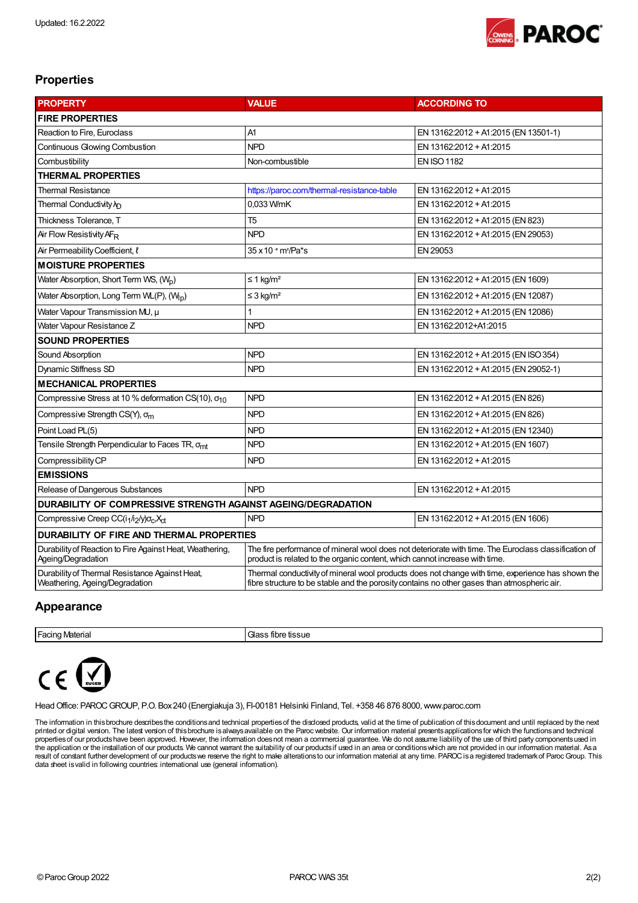Updated: 16.2.2022

## Properties

| PROPERTY | VALUE | ACCORDING TO |
|---|---|---|
| **FIRE PROPERTIES** | | |
| Reaction to Fire, Euroclass | A1 | EN 13162:2012 + A1:2015 (EN 13501-1) |
| Continuous Glowing Combustion | NPD | EN 13162:2012 + A1:2015 |
| Combustibility | Non-combustible | EN ISO 1182 |
| **THERMAL PROPERTIES** | | |
| Thermal Resistance | https://paroc.com/thermal-resistance-table | EN 13162:2012 + A1:2015 |
| Thermal Conductivity $λ_D$ | 0,033 W/mK | EN 13162:2012 + A1:2015 |
| Thickness Tolerance, T | T5 | EN 13162:2012 + A1:2015 (EN 823) |
| Air Flow Resistivity $AF_R$ | NPD | EN 13162:2012 + A1:2015 (EN 29053) |
| Air Permeability Coefficient, ℓ | 35 x 10⁻⁶ m²/Pa*s | EN 29053 |
| **MOISTURE PROPERTIES** | | |
| Water Absorption, Short Term WS, ($W_p$) | ≤ 1 kg/m² | EN 13162:2012 + A1:2015 (EN 1609) |
| Water Absorption, Long Term WL(P), ($W_{lp}$) | ≤ 3 kg/m² | EN 13162:2012 + A1:2015 (EN 12087) |
| Water Vapour Transmission MU, µ | 1 | EN 13162:2012 + A1:2015 (EN 12086) |
| Water Vapour Resistance Z | NPD | EN 13162:2012+A1:2015 |
| **SOUND PROPERTIES** | | |
| Sound Absorption | NPD | EN 13162:2012 + A1:2015 (EN ISO 354) |
| Dynamic Stiffness SD | NPD | EN 13162:2012 + A1:2015 (EN 29052-1) |
| **MECHANICAL PROPERTIES** | | |
| Compressive Stress at 10 % deformation CS(10), $σ_{10}$ | NPD | EN 13162:2012 + A1:2015 (EN 826) |
| Compressive Strength CS(Y), $σ_m$ | NPD | EN 13162:2012 + A1:2015 (EN 826) |
| Point Load PL(5) | NPD | EN 13162:2012 + A1:2015 (EN 12340) |
| Tensile Strength Perpendicular to Faces TR, $σ_{mt}$ | NPD | EN 13162:2012 + A1:2015 (EN 1607) |
| Compressibility CP | NPD | EN 13162:2012 + A1:2015 |
| **EMISSIONS** | | |
| Release of Dangerous Substances | NPD | EN 13162:2012 + A1:2015 |
| **DURABILITY OF COMPRESSIVE STRENGTH AGAINST AGEING/DEGRADATION** | | |
| Compressive Creep $CC(i_1/i_2/y)σ_c X_{ct}$ | NPD | EN 13162:2012 + A1:2015 (EN 1606) |
| **DURABILITY OF FIRE AND THERMAL PROPERTIES** | | |
| Durability of Reaction to Fire Against Heat, Weathering, Ageing/Degradation | The fire performance of mineral wool does not deteriorate with time. The Euroclass classification of product is related to the organic content, which cannot increase with time. | |
| Durability of Thermal Resistance Against Heat, Weathering, Ageing/Degradation | Thermal conductivity of mineral wool products does not change with time, experience has shown the fibre structure to be stable and the porosity contains no other gases than atmospheric air. | |

## Appearance

| | |
|---|---|
| Facing Material | Glass fibre tissue |

Head Office: PAROC GROUP, P.O. Box 240 (Energiakuja 3), FI-00181 Helsinki Finland, Tel. +358 46 876 8000, www.paroc.com

The information in this brochure describes the conditions and technical properties of the disclosed products, valid at the time of publication of this document and until replaced by the next printed or digital version. The latest version of this brochure is always available on the Paroc website. Our information material presents applications for which the functions and technical properties of our products have been approved. However, the information does not mean a commercial guarantee. We do not assume liability of the use of third party components used in the application or the installation of our products. We cannot warrant the suitability of our products if used in an area or conditions which are not provided in our information material. As a result of constant further development of our products we reserve the right to make alterations to our information material at any time. PAROC is a registered trademark of Paroc Group. This data sheet is valid in following countries: international use (general information).

© Paroc Group 2022 PAROC WAS 35t